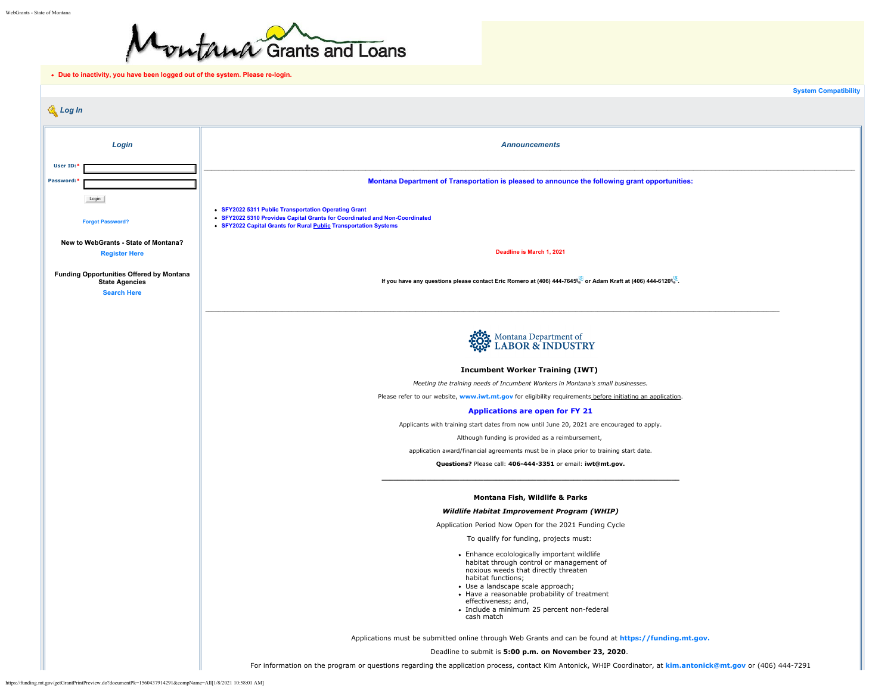Montana Grants and Loans

- Due to inactivity, you have been logged out of the system. Please re-login.

System Compatibility

## Log In

### Login

User ID:*

Password:*

Login

Forgot Password?

**New to WebGrants - State of Montana?**

Register Here

**Funding Opportunities Offered by Montana State Agencies**

Search Here

### Announcements

---

**Montana Department of Transportation is pleased to announce the following grant opportunities:**

- **SFY2022 5311 Public Transportation Operating Grant**
- **SFY2022 5310 Provides Capital Grants for Coordinated and Non-Coordinated**
- **SFY2022 Capital Grants for Rural Public Transportation Systems**

**Deadline is March 1, 2021**

**If you have any questions please contact Eric Romero at (406) 444-7645 or Adam Kraft at (406) 444-6120.**

---

Montana Department of LABOR & INDUSTRY

**Incumbent Worker Training (IWT)**

*Meeting the training needs of Incumbent Workers in Montana's small businesses.*

Please refer to our website, **www.iwt.mt.gov** for eligibility requirements before initiating an application.

**Applications are open for FY 21**

Applicants with training start dates from now until June 20, 2021 are encouraged to apply.

Although funding is provided as a reimbursement,

application award/financial agreements must be in place prior to training start date.

**Questions?** Please call: **406-444-3351** or email: **iwt@mt.gov.**

---

**Montana Fish, Wildlife & Parks**

***Wildlife Habitat Improvement Program (WHIP)***

Application Period Now Open for the 2021 Funding Cycle

To qualify for funding, projects must:

- Enhance ecolologically important wildlife habitat through control or management of noxious weeds that directly threaten habitat functions;
- Use a landscape scale approach;
- Have a reasonable probability of treatment effectiveness; and,
- Include a minimum 25 percent non-federal cash match

Applications must be submitted online through Web Grants and can be found at **https://funding.mt.gov.**

Deadline to submit is **5:00 p.m. on November 23, 2020**.

For information on the program or questions regarding the application process, contact Kim Antonick, WHIP Coordinator, at **kim.antonick@mt.gov** or (406) 444-7291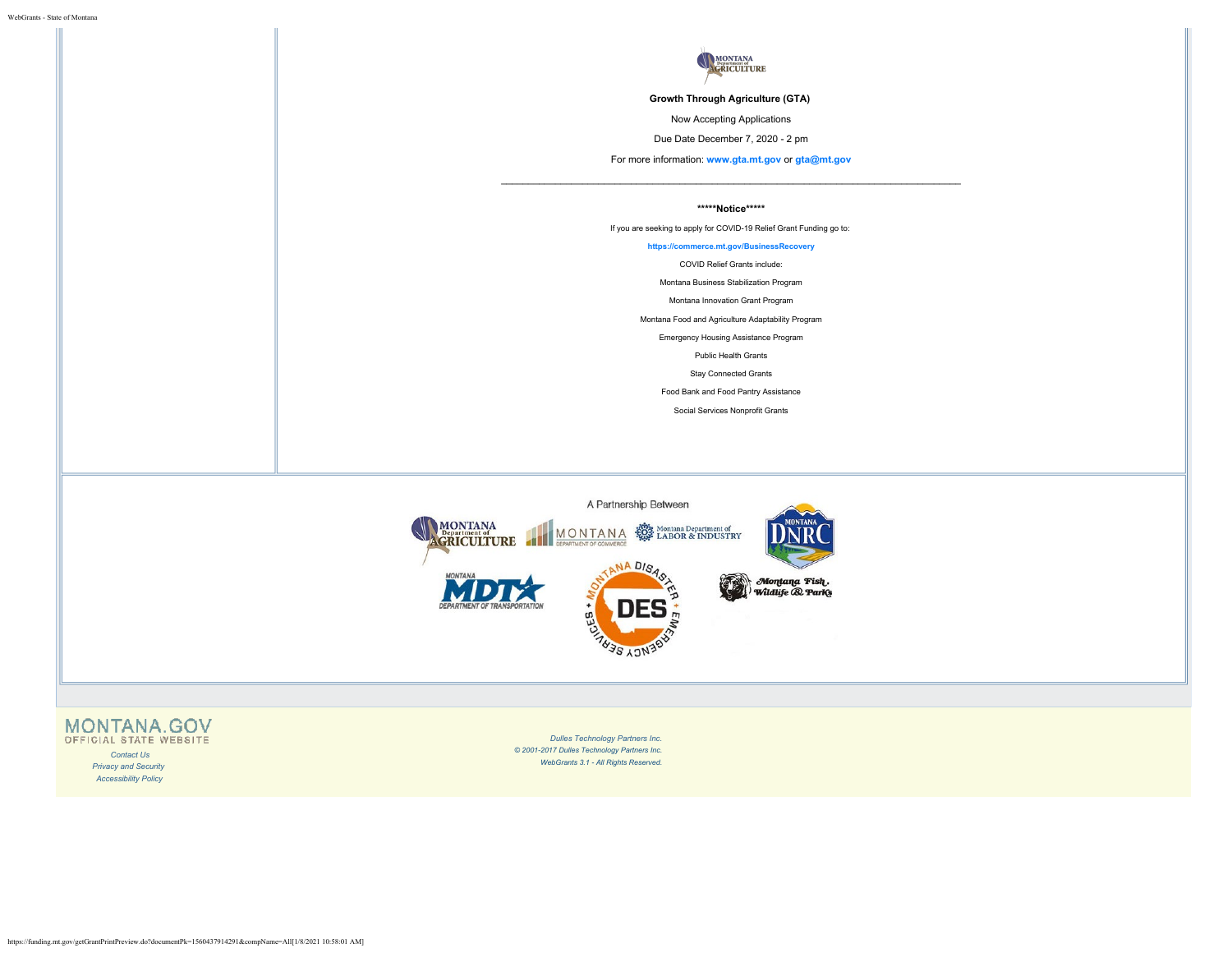MONTANA Department of AGRICULTURE

**Growth Through Agriculture (GTA)**

Now Accepting Applications

Due Date December 7, 2020 - 2 pm

For more information: **www.gta.mt.gov** or **gta@mt.gov**

---

**\*\*\*\*\*Notice\*\*\*\*\***

If you are seeking to apply for COVID-19 Relief Grant Funding go to:

**https://commerce.mt.gov/BusinessRecovery**

COVID Relief Grants include:

Montana Business Stabilization Program

Montana Innovation Grant Program

Montana Food and Agriculture Adaptability Program

Emergency Housing Assistance Program

Public Health Grants

Stay Connected Grants

Food Bank and Food Pantry Assistance

Social Services Nonprofit Grants

A Partnership Between

MONTANA Department of AGRICULTURE | MONTANA DEPARTMENT OF COMMERCE | Montana Department of LABOR & INDUSTRY | MONTANA DNRC | MONTANA MDT DEPARTMENT OF TRANSPORTATION | MONTANA DISASTER & EMERGENCY SERVICES DES | Montana Fish, Wildlife & Parks

MONTANA.GOV OFFICIAL STATE WEBSITE

*Contact Us*

*Privacy and Security*

*Accessibility Policy*

*Dulles Technology Partners Inc.*

*© 2001-2017 Dulles Technology Partners Inc.*

*WebGrants 3.1 - All Rights Reserved.*